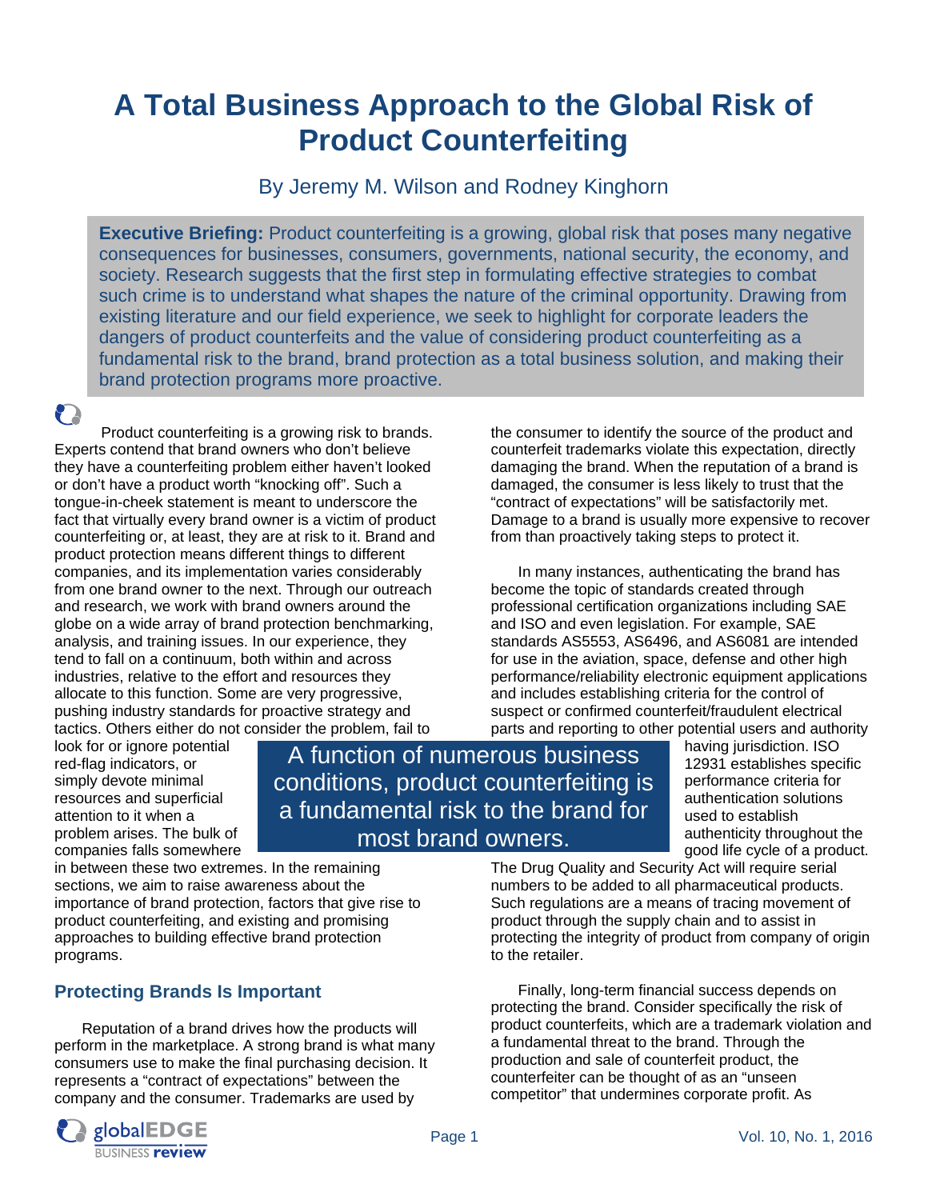# A Total Business Approach to the Global Risk of Product Counterfeiting

By Jeremy M. Wilson and Rodney Kinghorn

**Executive Briefing:** Product counterfeiting is a growing, global risk that poses many negative consequences for businesses, consumers, governments, national security, the economy, and society. Research suggests that the first step in formulating effective strategies to combat such crime is to understand what shapes the nature of the criminal opportunity. Drawing from existing literature and our field experience, we seek to highlight for corporate leaders the dangers of product counterfeits and the value of considering product counterfeiting as a fundamental risk to the brand, brand protection as a total business solution, and making their brand protection programs more proactive.

Product counterfeiting is a growing risk to brands. Experts contend that brand owners who don't believe they have a counterfeiting problem either haven't looked or don't have a product worth "knocking off". Such a tongue-in-cheek statement is meant to underscore the fact that virtually every brand owner is a victim of product counterfeiting or, at least, they are at risk to it. Brand and product protection means different things to different companies, and its implementation varies considerably from one brand owner to the next. Through our outreach and research, we work with brand owners around the globe on a wide array of brand protection benchmarking, analysis, and training issues. In our experience, they tend to fall on a continuum, both within and across industries, relative to the effort and resources they allocate to this function. Some are very progressive, pushing industry standards for proactive strategy and tactics. Others either do not consider the problem, fail to look for or ignore potential red-flag indicators, or simply devote minimal resources and superficial attention to it when a problem arises. The bulk of companies falls somewhere in between these two extremes. In the remaining sections, we aim to raise awareness about the importance of brand protection, factors that give rise to product counterfeiting, and existing and promising approaches to building effective brand protection programs.

> A function of numerous business conditions, product counterfeiting is a fundamental risk to the brand for most brand owners.

## Protecting Brands Is Important

Reputation of a brand drives how the products will perform in the marketplace. A strong brand is what many consumers use to make the final purchasing decision. It represents a "contract of expectations" between the company and the consumer. Trademarks are used by the consumer to identify the source of the product and counterfeit trademarks violate this expectation, directly damaging the brand. When the reputation of a brand is damaged, the consumer is less likely to trust that the "contract of expectations" will be satisfactorily met. Damage to a brand is usually more expensive to recover from than proactively taking steps to protect it.

In many instances, authenticating the brand has become the topic of standards created through professional certification organizations including SAE and ISO and even legislation. For example, SAE standards AS5553, AS6496, and AS6081 are intended for use in the aviation, space, defense and other high performance/reliability electronic equipment applications and includes establishing criteria for the control of suspect or confirmed counterfeit/fraudulent electrical parts and reporting to other potential users and authority having jurisdiction. ISO 12931 establishes specific performance criteria for authentication solutions used to establish authenticity throughout the good life cycle of a product. The Drug Quality and Security Act will require serial numbers to be added to all pharmaceutical products. Such regulations are a means of tracing movement of product through the supply chain and to assist in protecting the integrity of product from company of origin to the retailer.

Finally, long-term financial success depends on protecting the brand. Consider specifically the risk of product counterfeits, which are a trademark violation and a fundamental threat to the brand. Through the production and sale of counterfeit product, the counterfeiter can be thought of as an "unseen competitor" that undermines corporate profit. As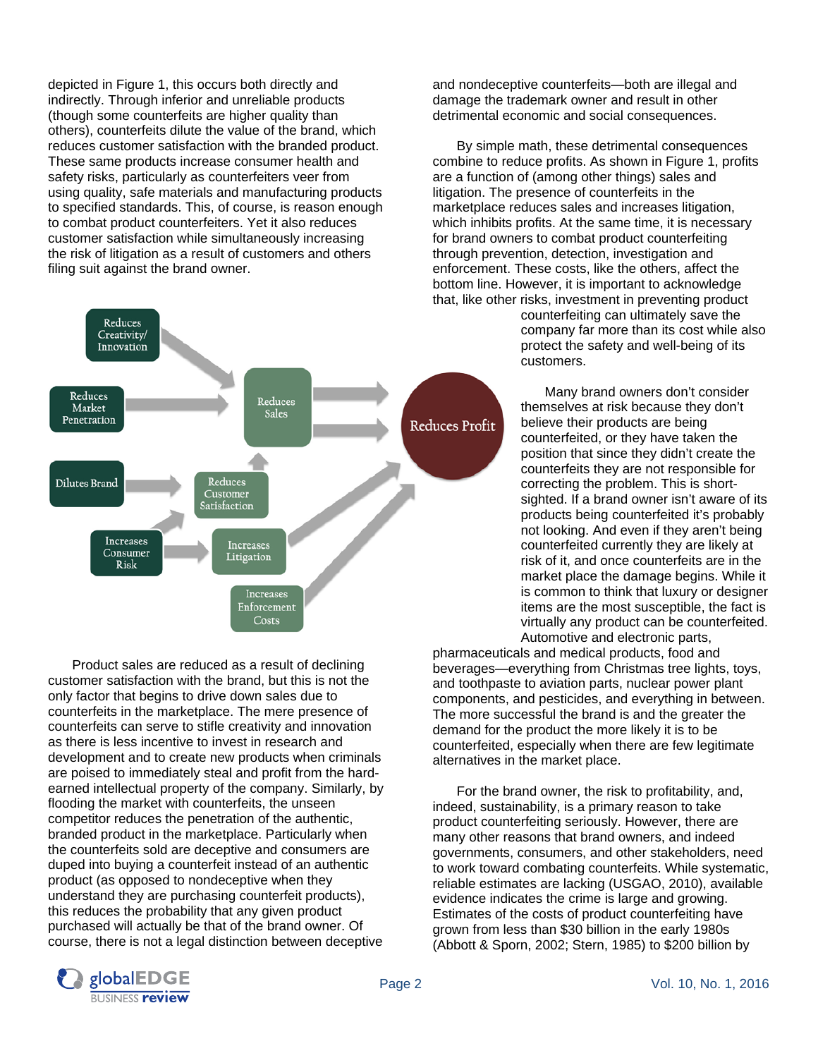depicted in Figure 1, this occurs both directly and indirectly. Through inferior and unreliable products (though some counterfeits are higher quality than others), counterfeits dilute the value of the brand, which reduces customer satisfaction with the branded product. These same products increase consumer health and safety risks, particularly as counterfeiters veer from using quality, safe materials and manufacturing products to specified standards. This, of course, is reason enough to combat product counterfeiters. Yet it also reduces customer satisfaction while simultaneously increasing the risk of litigation as a result of customers and others filing suit against the brand owner.

Reduces Creativity/ Innovation

Reduces Market Penetration

Dilutes Brand

Increases Consumer Risk

Reduces Sales

Reduces Customer Satisfaction

Increases Litigation

Increases Enforcement Costs

Reduces Profit

Product sales are reduced as a result of declining customer satisfaction with the brand, but this is not the only factor that begins to drive down sales due to counterfeits in the marketplace. The mere presence of counterfeits can serve to stifle creativity and innovation as there is less incentive to invest in research and development and to create new products when criminals are poised to immediately steal and profit from the hard-earned intellectual property of the company. Similarly, by flooding the market with counterfeits, the unseen competitor reduces the penetration of the authentic, branded product in the marketplace. Particularly when the counterfeits sold are deceptive and consumers are duped into buying a counterfeit instead of an authentic product (as opposed to nondeceptive when they understand they are purchasing counterfeit products), this reduces the probability that any given product purchased will actually be that of the brand owner. Of course, there is not a legal distinction between deceptive and nondeceptive counterfeits—both are illegal and damage the trademark owner and result in other detrimental economic and social consequences.

By simple math, these detrimental consequences combine to reduce profits. As shown in Figure 1, profits are a function of (among other things) sales and litigation. The presence of counterfeits in the marketplace reduces sales and increases litigation, which inhibits profits. At the same time, it is necessary for brand owners to combat product counterfeiting through prevention, detection, investigation and enforcement. These costs, like the others, affect the bottom line. However, it is important to acknowledge that, like other risks, investment in preventing product counterfeiting can ultimately save the company far more than its cost while also protect the safety and well-being of its customers.

Many brand owners don't consider themselves at risk because they don't believe their products are being counterfeited, or they have taken the position that since they didn't create the counterfeits they are not responsible for correcting the problem. This is short-sighted. If a brand owner isn't aware of its products being counterfeited it's probably not looking. And even if they aren't being counterfeited currently they are likely at risk of it, and once counterfeits are in the market place the damage begins. While it is common to think that luxury or designer items are the most susceptible, the fact is virtually any product can be counterfeited. Automotive and electronic parts, pharmaceuticals and medical products, food and beverages—everything from Christmas tree lights, toys, and toothpaste to aviation parts, nuclear power plant components, and pesticides, and everything in between. The more successful the brand is and the greater the demand for the product the more likely it is to be counterfeited, especially when there are few legitimate alternatives in the market place.

For the brand owner, the risk to profitability, and, indeed, sustainability, is a primary reason to take product counterfeiting seriously. However, there are many other reasons that brand owners, and indeed governments, consumers, and other stakeholders, need to work toward combating counterfeits. While systematic, reliable estimates are lacking (USGAO, 2010), available evidence indicates the crime is large and growing. Estimates of the costs of product counterfeiting have grown from less than $30 billion in the early 1980s (Abbott & Sporn, 2002; Stern, 1985) to $200 billion by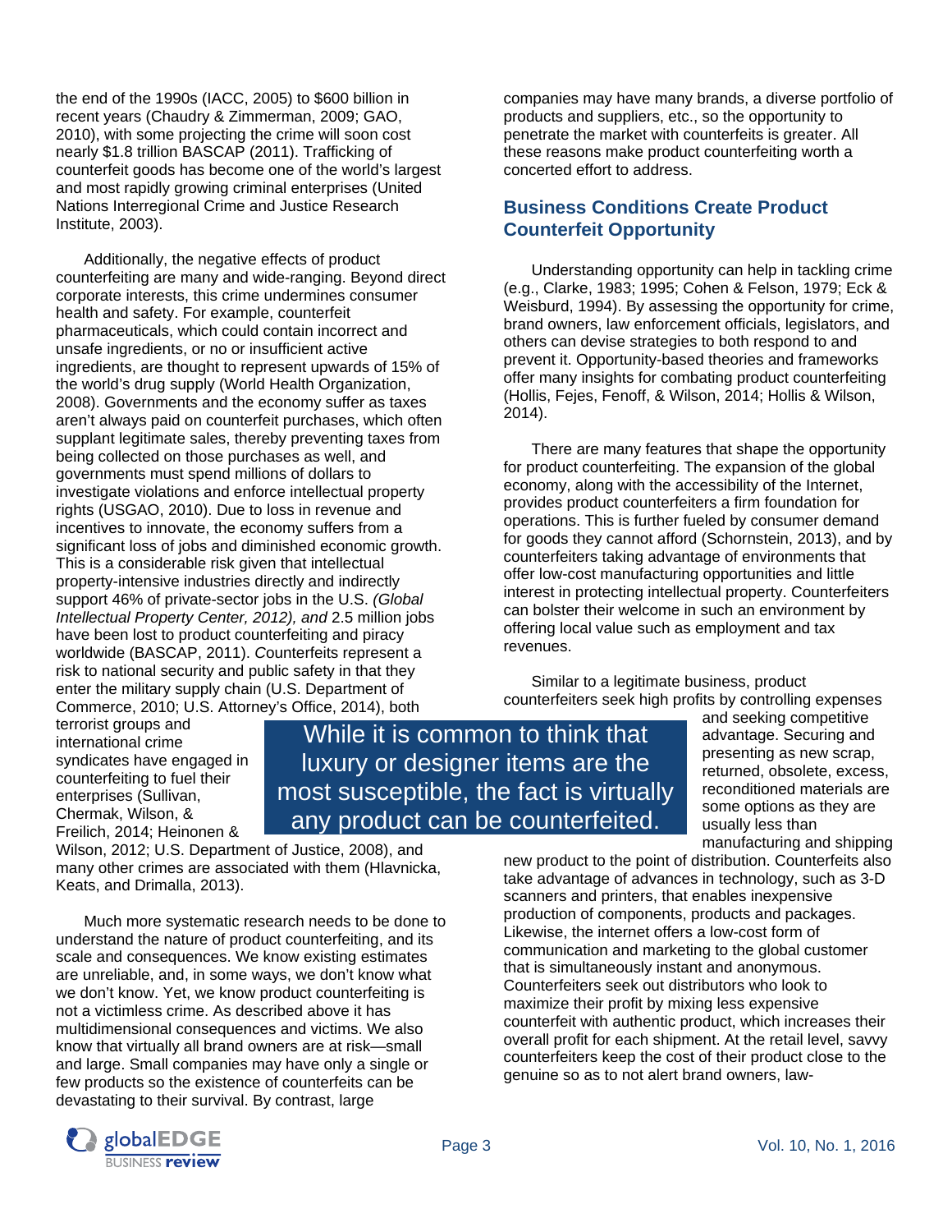the end of the 1990s (IACC, 2005) to $600 billion in recent years (Chaudry & Zimmerman, 2009; GAO, 2010), with some projecting the crime will soon cost nearly $1.8 trillion BASCAP (2011). Trafficking of counterfeit goods has become one of the world's largest and most rapidly growing criminal enterprises (United Nations Interregional Crime and Justice Research Institute, 2003).

Additionally, the negative effects of product counterfeiting are many and wide-ranging. Beyond direct corporate interests, this crime undermines consumer health and safety. For example, counterfeit pharmaceuticals, which could contain incorrect and unsafe ingredients, or no or insufficient active ingredients, are thought to represent upwards of 15% of the world's drug supply (World Health Organization, 2008). Governments and the economy suffer as taxes aren't always paid on counterfeit purchases, which often supplant legitimate sales, thereby preventing taxes from being collected on those purchases as well, and governments must spend millions of dollars to investigate violations and enforce intellectual property rights (USGAO, 2010). Due to loss in revenue and incentives to innovate, the economy suffers from a significant loss of jobs and diminished economic growth. This is a considerable risk given that intellectual property-intensive industries directly and indirectly support 46% of private-sector jobs in the U.S. *(Global Intellectual Property Center, 2012), and* 2.5 million jobs have been lost to product counterfeiting and piracy worldwide (BASCAP, 2011). Counterfeits represent a risk to national security and public safety in that they enter the military supply chain (U.S. Department of Commerce, 2010; U.S. Attorney's Office, 2014), both terrorist groups and international crime syndicates have engaged in counterfeiting to fuel their enterprises (Sullivan, Chermak, Wilson, & Freilich, 2014; Heinonen & Wilson, 2012; U.S. Department of Justice, 2008), and many other crimes are associated with them (Hlavnicka, Keats, and Drimalla, 2013).

> While it is common to think that luxury or designer items are the most susceptible, the fact is virtually any product can be counterfeited.

Much more systematic research needs to be done to understand the nature of product counterfeiting, and its scale and consequences. We know existing estimates are unreliable, and, in some ways, we don't know what we don't know. Yet, we know product counterfeiting is not a victimless crime. As described above it has multidimensional consequences and victims. We also know that virtually all brand owners are at risk—small and large. Small companies may have only a single or few products so the existence of counterfeits can be devastating to their survival. By contrast, large companies may have many brands, a diverse portfolio of products and suppliers, etc., so the opportunity to penetrate the market with counterfeits is greater. All these reasons make product counterfeiting worth a concerted effort to address.

## Business Conditions Create Product Counterfeit Opportunity

Understanding opportunity can help in tackling crime (e.g., Clarke, 1983; 1995; Cohen & Felson, 1979; Eck & Weisburd, 1994). By assessing the opportunity for crime, brand owners, law enforcement officials, legislators, and others can devise strategies to both respond to and prevent it. Opportunity-based theories and frameworks offer many insights for combating product counterfeiting (Hollis, Fejes, Fenoff, & Wilson, 2014; Hollis & Wilson, 2014).

There are many features that shape the opportunity for product counterfeiting. The expansion of the global economy, along with the accessibility of the Internet, provides product counterfeiters a firm foundation for operations. This is further fueled by consumer demand for goods they cannot afford (Schornstein, 2013), and by counterfeiters taking advantage of environments that offer low-cost manufacturing opportunities and little interest in protecting intellectual property. Counterfeiters can bolster their welcome in such an environment by offering local value such as employment and tax revenues.

Similar to a legitimate business, product counterfeiters seek high profits by controlling expenses and seeking competitive advantage. Securing and presenting as new scrap, returned, obsolete, excess, reconditioned materials are some options as they are usually less than manufacturing and shipping new product to the point of distribution. Counterfeits also take advantage of advances in technology, such as 3-D scanners and printers, that enables inexpensive production of components, products and packages. Likewise, the internet offers a low-cost form of communication and marketing to the global customer that is simultaneously instant and anonymous. Counterfeiters seek out distributors who look to maximize their profit by mixing less expensive counterfeit with authentic product, which increases their overall profit for each shipment. At the retail level, savvy counterfeiters keep the cost of their product close to the genuine so as to not alert brand owners, law-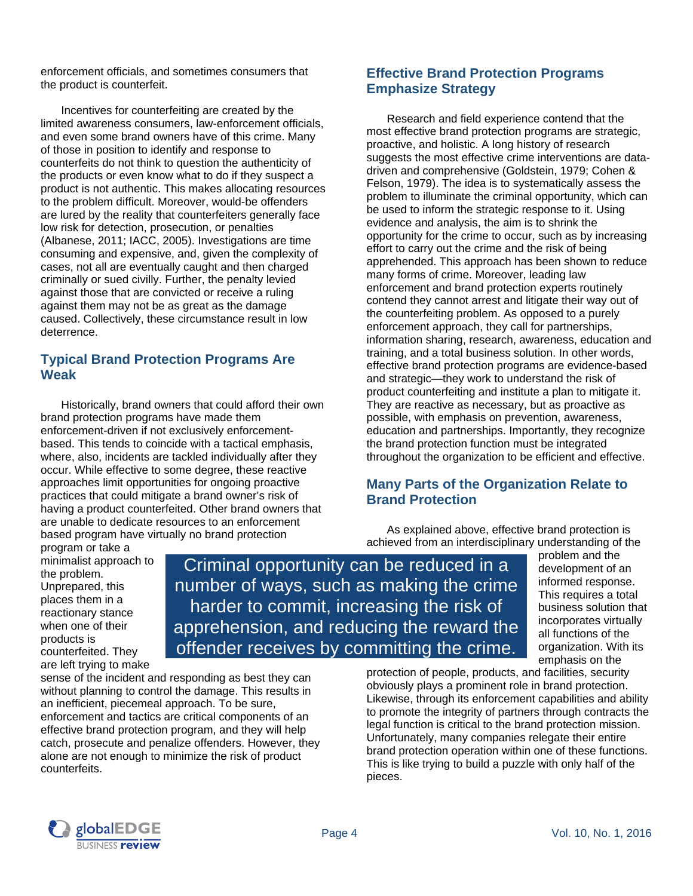enforcement officials, and sometimes consumers that the product is counterfeit.

Incentives for counterfeiting are created by the limited awareness consumers, law-enforcement officials, and even some brand owners have of this crime. Many of those in position to identify and response to counterfeits do not think to question the authenticity of the products or even know what to do if they suspect a product is not authentic. This makes allocating resources to the problem difficult. Moreover, would-be offenders are lured by the reality that counterfeiters generally face low risk for detection, prosecution, or penalties (Albanese, 2011; IACC, 2005). Investigations are time consuming and expensive, and, given the complexity of cases, not all are eventually caught and then charged criminally or sued civilly. Further, the penalty levied against those that are convicted or receive a ruling against them may not be as great as the damage caused. Collectively, these circumstance result in low deterrence.

## Typical Brand Protection Programs Are Weak

Historically, brand owners that could afford their own brand protection programs have made them enforcement-driven if not exclusively enforcement-based. This tends to coincide with a tactical emphasis, where, also, incidents are tackled individually after they occur. While effective to some degree, these reactive approaches limit opportunities for ongoing proactive practices that could mitigate a brand owner's risk of having a product counterfeited. Other brand owners that are unable to dedicate resources to an enforcement based program have virtually no brand protection program or take a minimalist approach to the problem. Unprepared, this places them in a reactionary stance when one of their products is counterfeited. They are left trying to make sense of the incident and responding as best they can without planning to control the damage. This results in an inefficient, piecemeal approach. To be sure, enforcement and tactics are critical components of an effective brand protection program, and they will help catch, prosecute and penalize offenders. However, they alone are not enough to minimize the risk of product counterfeits.

> Criminal opportunity can be reduced in a number of ways, such as making the crime harder to commit, increasing the risk of apprehension, and reducing the reward the offender receives by committing the crime.

## Effective Brand Protection Programs Emphasize Strategy

Research and field experience contend that the most effective brand protection programs are strategic, proactive, and holistic. A long history of research suggests the most effective crime interventions are data-driven and comprehensive (Goldstein, 1979; Cohen & Felson, 1979). The idea is to systematically assess the problem to illuminate the criminal opportunity, which can be used to inform the strategic response to it. Using evidence and analysis, the aim is to shrink the opportunity for the crime to occur, such as by increasing effort to carry out the crime and the risk of being apprehended. This approach has been shown to reduce many forms of crime. Moreover, leading law enforcement and brand protection experts routinely contend they cannot arrest and litigate their way out of the counterfeiting problem. As opposed to a purely enforcement approach, they call for partnerships, information sharing, research, awareness, education and training, and a total business solution. In other words, effective brand protection programs are evidence-based and strategic—they work to understand the risk of product counterfeiting and institute a plan to mitigate it. They are reactive as necessary, but as proactive as possible, with emphasis on prevention, awareness, education and partnerships. Importantly, they recognize the brand protection function must be integrated throughout the organization to be efficient and effective.

## Many Parts of the Organization Relate to Brand Protection

As explained above, effective brand protection is achieved from an interdisciplinary understanding of the problem and the development of an informed response. This requires a total business solution that incorporates virtually all functions of the organization. With its emphasis on the protection of people, products, and facilities, security obviously plays a prominent role in brand protection. Likewise, through its enforcement capabilities and ability to promote the integrity of partners through contracts the legal function is critical to the brand protection mission. Unfortunately, many companies relegate their entire brand protection operation within one of these functions. This is like trying to build a puzzle with only half of the pieces.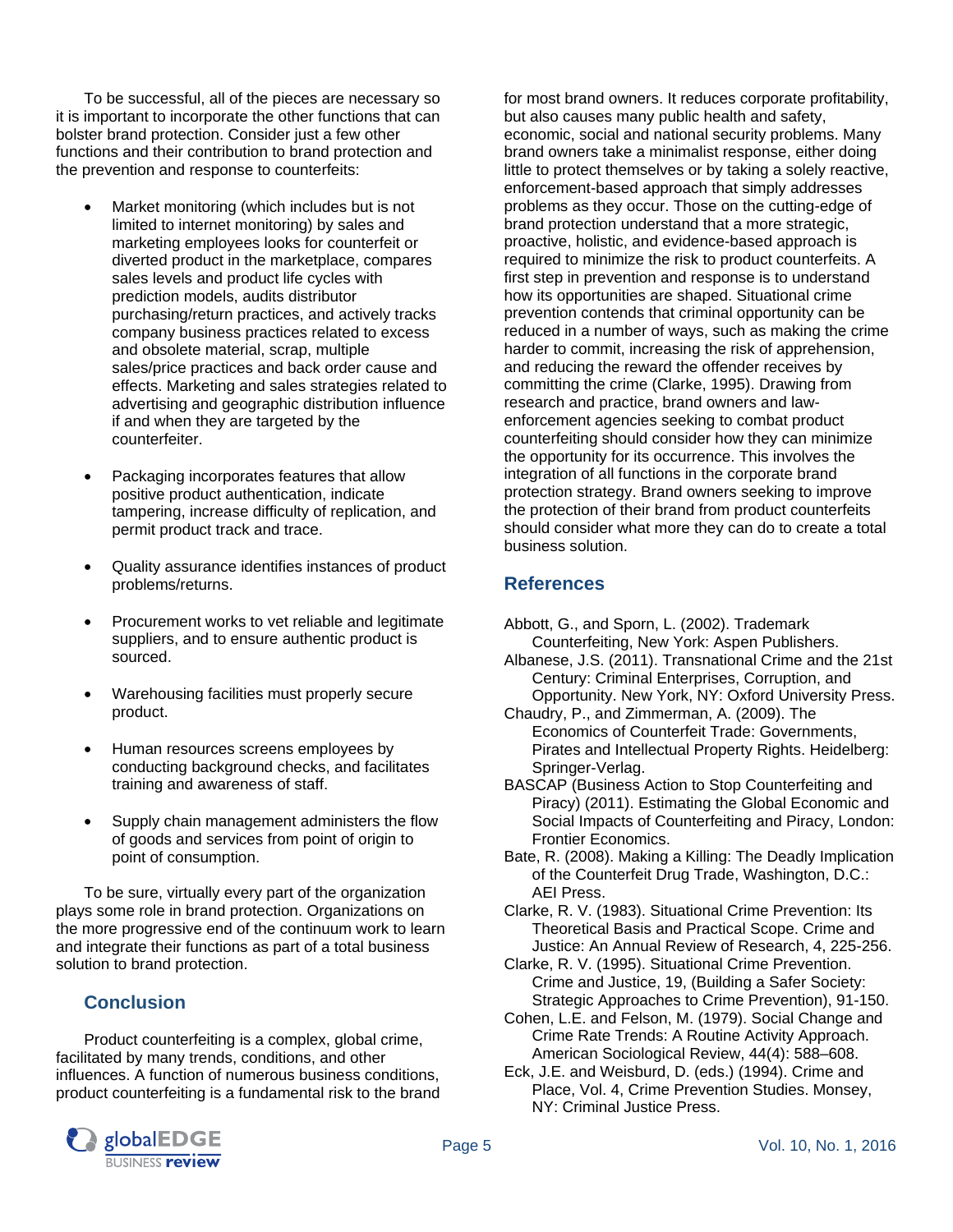To be successful, all of the pieces are necessary so it is important to incorporate the other functions that can bolster brand protection. Consider just a few other functions and their contribution to brand protection and the prevention and response to counterfeits:

- Market monitoring (which includes but is not limited to internet monitoring) by sales and marketing employees looks for counterfeit or diverted product in the marketplace, compares sales levels and product life cycles with prediction models, audits distributor purchasing/return practices, and actively tracks company business practices related to excess and obsolete material, scrap, multiple sales/price practices and back order cause and effects. Marketing and sales strategies related to advertising and geographic distribution influence if and when they are targeted by the counterfeiter.

- Packaging incorporates features that allow positive product authentication, indicate tampering, increase difficulty of replication, and permit product track and trace.

- Quality assurance identifies instances of product problems/returns.

- Procurement works to vet reliable and legitimate suppliers, and to ensure authentic product is sourced.

- Warehousing facilities must properly secure product.

- Human resources screens employees by conducting background checks, and facilitates training and awareness of staff.

- Supply chain management administers the flow of goods and services from point of origin to point of consumption.

To be sure, virtually every part of the organization plays some role in brand protection. Organizations on the more progressive end of the continuum work to learn and integrate their functions as part of a total business solution to brand protection.

## Conclusion

Product counterfeiting is a complex, global crime, facilitated by many trends, conditions, and other influences. A function of numerous business conditions, product counterfeiting is a fundamental risk to the brand for most brand owners. It reduces corporate profitability, but also causes many public health and safety, economic, social and national security problems. Many brand owners take a minimalist response, either doing little to protect themselves or by taking a solely reactive, enforcement-based approach that simply addresses problems as they occur. Those on the cutting-edge of brand protection understand that a more strategic, proactive, holistic, and evidence-based approach is required to minimize the risk to product counterfeits. A first step in prevention and response is to understand how its opportunities are shaped. Situational crime prevention contends that criminal opportunity can be reduced in a number of ways, such as making the crime harder to commit, increasing the risk of apprehension, and reducing the reward the offender receives by committing the crime (Clarke, 1995). Drawing from research and practice, brand owners and law-enforcement agencies seeking to combat product counterfeiting should consider how they can minimize the opportunity for its occurrence. This involves the integration of all functions in the corporate brand protection strategy. Brand owners seeking to improve the protection of their brand from product counterfeits should consider what more they can do to create a total business solution.

## References

Abbott, G., and Sporn, L. (2002). Trademark Counterfeiting, New York: Aspen Publishers.

Albanese, J.S. (2011). Transnational Crime and the 21st Century: Criminal Enterprises, Corruption, and Opportunity. New York, NY: Oxford University Press.

Chaudry, P., and Zimmerman, A. (2009). The Economics of Counterfeit Trade: Governments, Pirates and Intellectual Property Rights. Heidelberg: Springer-Verlag.

BASCAP (Business Action to Stop Counterfeiting and Piracy) (2011). Estimating the Global Economic and Social Impacts of Counterfeiting and Piracy, London: Frontier Economics.

Bate, R. (2008). Making a Killing: The Deadly Implication of the Counterfeit Drug Trade, Washington, D.C.: AEI Press.

Clarke, R. V. (1983). Situational Crime Prevention: Its Theoretical Basis and Practical Scope. Crime and Justice: An Annual Review of Research, 4, 225-256.

Clarke, R. V. (1995). Situational Crime Prevention. Crime and Justice, 19, (Building a Safer Society: Strategic Approaches to Crime Prevention), 91-150.

Cohen, L.E. and Felson, M. (1979). Social Change and Crime Rate Trends: A Routine Activity Approach. American Sociological Review, 44(4): 588–608.

Eck, J.E. and Weisburd, D. (eds.) (1994). Crime and Place, Vol. 4, Crime Prevention Studies. Monsey, NY: Criminal Justice Press.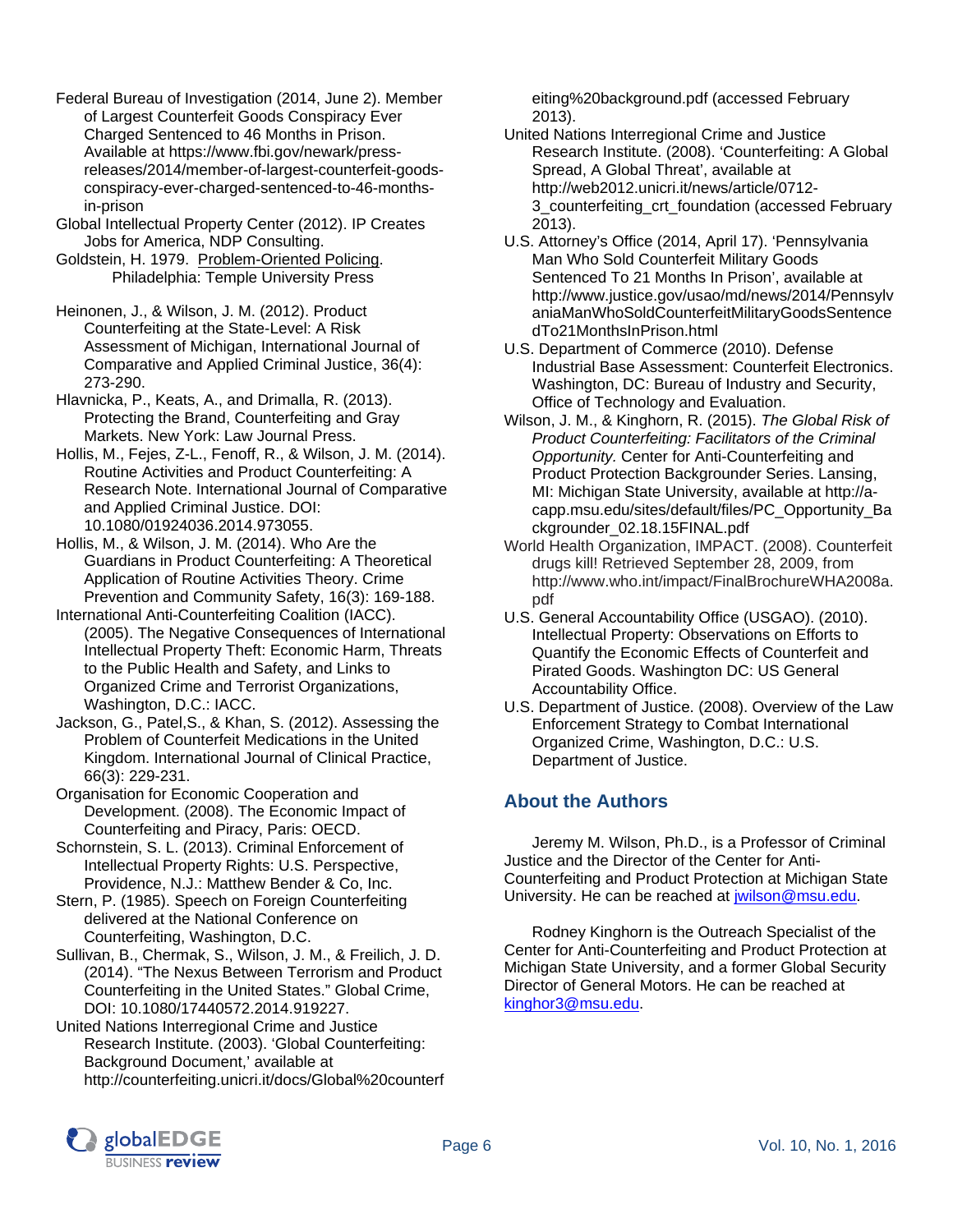Federal Bureau of Investigation (2014, June 2). Member of Largest Counterfeit Goods Conspiracy Ever Charged Sentenced to 46 Months in Prison. Available at https://www.fbi.gov/newark/press-releases/2014/member-of-largest-counterfeit-goods-conspiracy-ever-charged-sentenced-to-46-months-in-prison

Global Intellectual Property Center (2012). IP Creates Jobs for America, NDP Consulting.

Goldstein, H. 1979. Problem-Oriented Policing. Philadelphia: Temple University Press

Heinonen, J., & Wilson, J. M. (2012). Product Counterfeiting at the State-Level: A Risk Assessment of Michigan, International Journal of Comparative and Applied Criminal Justice, 36(4): 273-290.

Hlavnicka, P., Keats, A., and Drimalla, R. (2013). Protecting the Brand, Counterfeiting and Gray Markets. New York: Law Journal Press.

Hollis, M., Fejes, Z-L., Fenoff, R., & Wilson, J. M. (2014). Routine Activities and Product Counterfeiting: A Research Note. International Journal of Comparative and Applied Criminal Justice. DOI: 10.1080/01924036.2014.973055.

Hollis, M., & Wilson, J. M. (2014). Who Are the Guardians in Product Counterfeiting: A Theoretical Application of Routine Activities Theory. Crime Prevention and Community Safety, 16(3): 169-188.

International Anti-Counterfeiting Coalition (IACC). (2005). The Negative Consequences of International Intellectual Property Theft: Economic Harm, Threats to the Public Health and Safety, and Links to Organized Crime and Terrorist Organizations, Washington, D.C.: IACC.

Jackson, G., Patel,S., & Khan, S. (2012). Assessing the Problem of Counterfeit Medications in the United Kingdom. International Journal of Clinical Practice, 66(3): 229-231.

Organisation for Economic Cooperation and Development. (2008). The Economic Impact of Counterfeiting and Piracy, Paris: OECD.

Schornstein, S. L. (2013). Criminal Enforcement of Intellectual Property Rights: U.S. Perspective, Providence, N.J.: Matthew Bender & Co, Inc.

Stern, P. (1985). Speech on Foreign Counterfeiting delivered at the National Conference on Counterfeiting, Washington, D.C.

Sullivan, B., Chermak, S., Wilson, J. M., & Freilich, J. D. (2014). "The Nexus Between Terrorism and Product Counterfeiting in the United States." Global Crime, DOI: 10.1080/17440572.2014.919227.

United Nations Interregional Crime and Justice Research Institute. (2003). 'Global Counterfeiting: Background Document,' available at http://counterfeiting.unicri.it/docs/Global%20counterfeiting%20background.pdf (accessed February 2013).

United Nations Interregional Crime and Justice Research Institute. (2008). 'Counterfeiting: A Global Spread, A Global Threat', available at http://web2012.unicri.it/news/article/0712-3_counterfeiting_crt_foundation (accessed February 2013).

U.S. Attorney's Office (2014, April 17). 'Pennsylvania Man Who Sold Counterfeit Military Goods Sentenced To 21 Months In Prison', available at http://www.justice.gov/usao/md/news/2014/PennsylvaniaManWhoSoldCounterfeitMilitaryGoodsSentencedTo21MonthsInPrison.html

U.S. Department of Commerce (2010). Defense Industrial Base Assessment: Counterfeit Electronics. Washington, DC: Bureau of Industry and Security, Office of Technology and Evaluation.

Wilson, J. M., & Kinghorn, R. (2015). *The Global Risk of Product Counterfeiting: Facilitators of the Criminal Opportunity.* Center for Anti-Counterfeiting and Product Protection Backgrounder Series. Lansing, MI: Michigan State University, available at http://a-capp.msu.edu/sites/default/files/PC_Opportunity_Backgrounder_02.18.15FINAL.pdf

World Health Organization, IMPACT. (2008). Counterfeit drugs kill! Retrieved September 28, 2009, from http://www.who.int/impact/FinalBrochureWHA2008a.pdf

U.S. General Accountability Office (USGAO). (2010). Intellectual Property: Observations on Efforts to Quantify the Economic Effects of Counterfeit and Pirated Goods. Washington DC: US General Accountability Office.

U.S. Department of Justice. (2008). Overview of the Law Enforcement Strategy to Combat International Organized Crime, Washington, D.C.: U.S. Department of Justice.

## About the Authors

Jeremy M. Wilson, Ph.D., is a Professor of Criminal Justice and the Director of the Center for Anti-Counterfeiting and Product Protection at Michigan State University. He can be reached at jwilson@msu.edu.

Rodney Kinghorn is the Outreach Specialist of the Center for Anti-Counterfeiting and Product Protection at Michigan State University, and a former Global Security Director of General Motors. He can be reached at kinghor3@msu.edu.